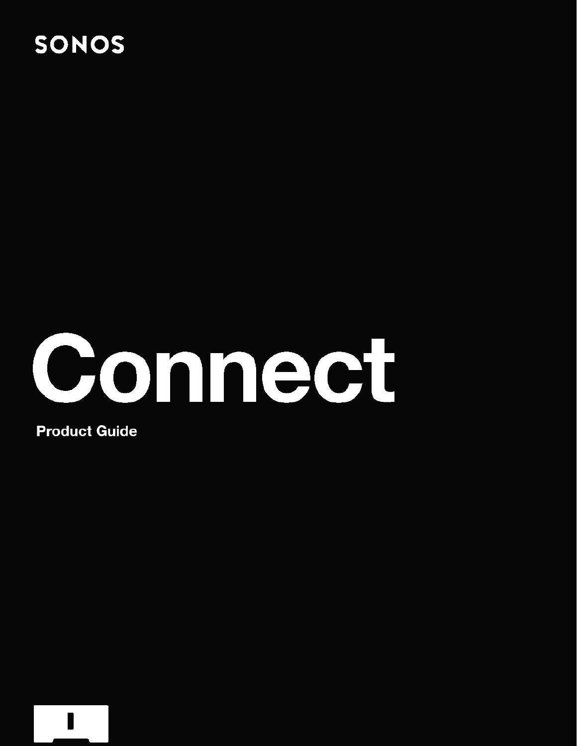SONOS

# Connect

**Product Guide**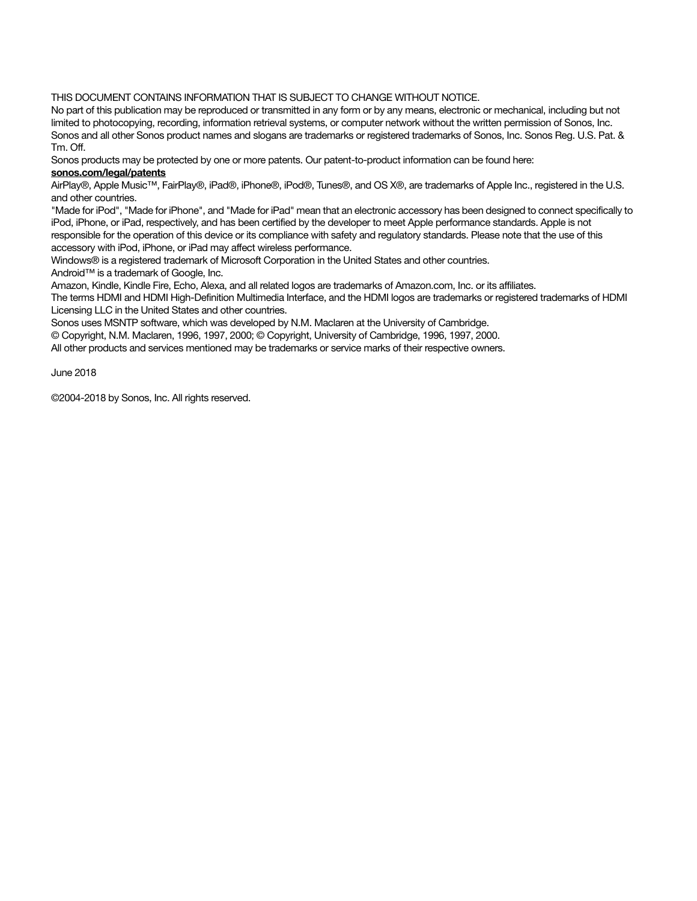THIS DOCUMENT CONTAINS INFORMATION THAT IS SUBJECT TO CHANGE WITHOUT NOTICE.

No part of this publication may be reproduced or transmitted in any form or by any means, electronic or mechanical, including but not limited to photocopying, recording, information retrieval systems, or computer network without the written permission of Sonos, Inc.

Sonos and all other Sonos product names and slogans are trademarks or registered trademarks of Sonos, Inc. Sonos Reg. U.S. Pat. & Tm. Off.

Sonos products may be protected by one or more patents. Our patent-to-product information can be found here: **sonos.com/legal/patents**

AirPlay®, Apple Music™, FairPlay®, iPad®, iPhone®, iPod®, Tunes®, and OS X®, are trademarks of Apple Inc., registered in the U.S. and other countries.

"Made for iPod", "Made for iPhone", and "Made for iPad" mean that an electronic accessory has been designed to connect specifically to iPod, iPhone, or iPad, respectively, and has been certified by the developer to meet Apple performance standards. Apple is not responsible for the operation of this device or its compliance with safety and regulatory standards. Please note that the use of this accessory with iPod, iPhone, or iPad may affect wireless performance.

Windows® is a registered trademark of Microsoft Corporation in the United States and other countries.

Android™ is a trademark of Google, Inc.

Amazon, Kindle, Kindle Fire, Echo, Alexa, and all related logos are trademarks of Amazon.com, Inc. or its affiliates.

The terms HDMI and HDMI High-Definition Multimedia Interface, and the HDMI logos are trademarks or registered trademarks of HDMI Licensing LLC in the United States and other countries.

Sonos uses MSNTP software, which was developed by N.M. Maclaren at the University of Cambridge.

© Copyright, N.M. Maclaren, 1996, 1997, 2000; © Copyright, University of Cambridge, 1996, 1997, 2000.

All other products and services mentioned may be trademarks or service marks of their respective owners.

June 2018

©2004-2018 by Sonos, Inc. All rights reserved.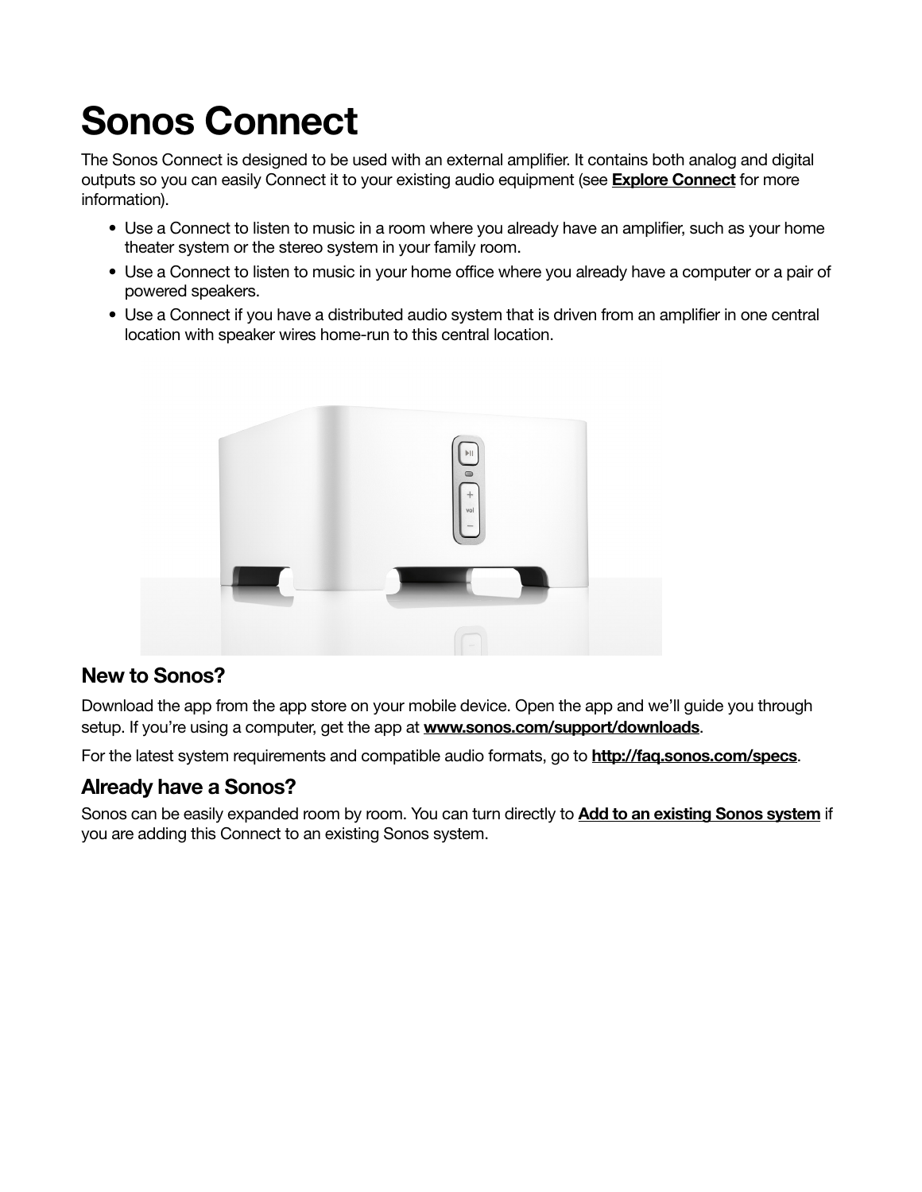# Sonos Connect

The Sonos Connect is designed to be used with an external amplifier. It contains both analog and digital outputs so you can easily Connect it to your existing audio equipment (see **Explore Connect** for more information).

- Use a Connect to listen to music in a room where you already have an amplifier, such as your home theater system or the stereo system in your family room.
- Use a Connect to listen to music in your home office where you already have a computer or a pair of powered speakers.
- Use a Connect if you have a distributed audio system that is driven from an amplifier in one central location with speaker wires home-run to this central location.

## New to Sonos?

Download the app from the app store on your mobile device. Open the app and we'll guide you through setup. If you're using a computer, get the app at **www.sonos.com/support/downloads**.

For the latest system requirements and compatible audio formats, go to **http://faq.sonos.com/specs**.

## Already have a Sonos?

Sonos can be easily expanded room by room. You can turn directly to **Add to an existing Sonos system** if you are adding this Connect to an existing Sonos system.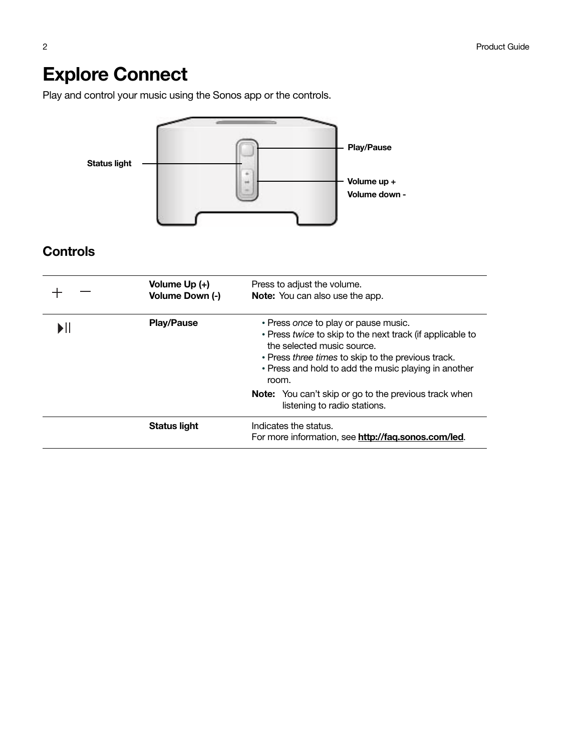# Explore Connect

Play and control your music using the Sonos app or the controls.

Status light

Play/Pause

Volume up +

Volume down -

## Controls

| | | |
|---|---|---|
| + — | **Volume Up (+)**<br>**Volume Down (-)** | Press to adjust the volume.<br>**Note:** You can also use the app. |
| ▶II | **Play/Pause** | • Press *once* to play or pause music.<br>• Press *twice* to skip to the next track (if applicable to the selected music source.<br>• Press *three times* to skip to the previous track.<br>• Press and hold to add the music playing in another room.<br>**Note:** You can't skip or go to the previous track when listening to radio stations. |
| | **Status light** | Indicates the status.<br>For more information, see **http://faq.sonos.com/led**. |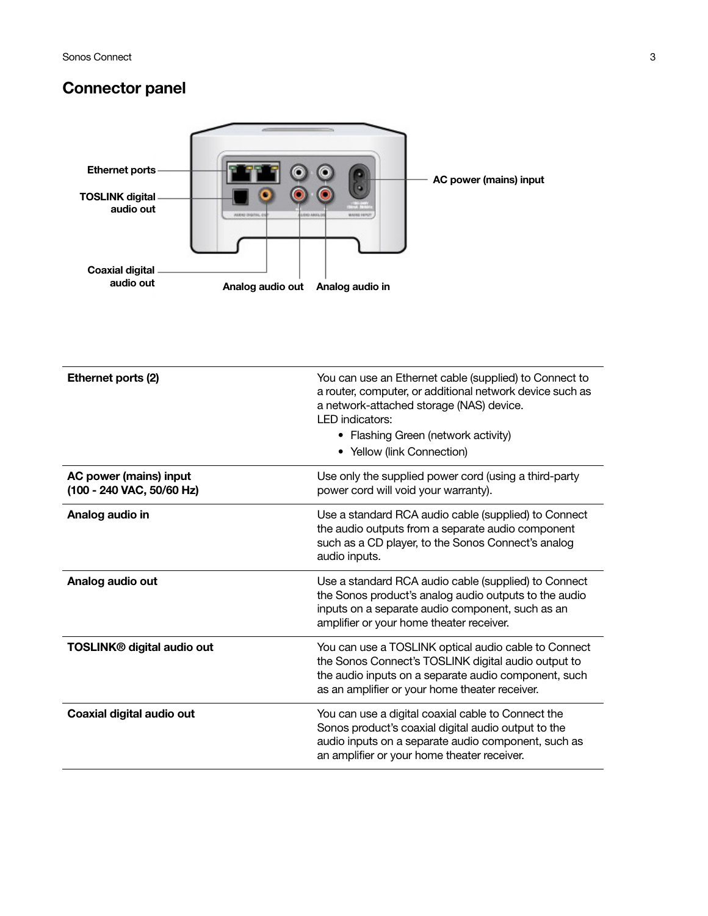## Connector panel

Ethernet ports

TOSLINK digital audio out

Coaxial digital audio out

Analog audio out

Analog audio in

AC power (mains) input

| | |
|---|---|
| **Ethernet ports (2)** | You can use an Ethernet cable (supplied) to Connect to a router, computer, or additional network device such as a network-attached storage (NAS) device.<br>LED indicators:<br>• Flashing Green (network activity)<br>• Yellow (link Connection) |
| **AC power (mains) input (100 - 240 VAC, 50/60 Hz)** | Use only the supplied power cord (using a third-party power cord will void your warranty). |
| **Analog audio in** | Use a standard RCA audio cable (supplied) to Connect the audio outputs from a separate audio component such as a CD player, to the Sonos Connect's analog audio inputs. |
| **Analog audio out** | Use a standard RCA audio cable (supplied) to Connect the Sonos product's analog audio outputs to the audio inputs on a separate audio component, such as an amplifier or your home theater receiver. |
| **TOSLINK® digital audio out** | You can use a TOSLINK optical audio cable to Connect the Sonos Connect's TOSLINK digital audio output to the audio inputs on a separate audio component, such as an amplifier or your home theater receiver. |
| **Coaxial digital audio out** | You can use a digital coaxial cable to Connect the Sonos product's coaxial digital audio output to the audio inputs on a separate audio component, such as an amplifier or your home theater receiver. |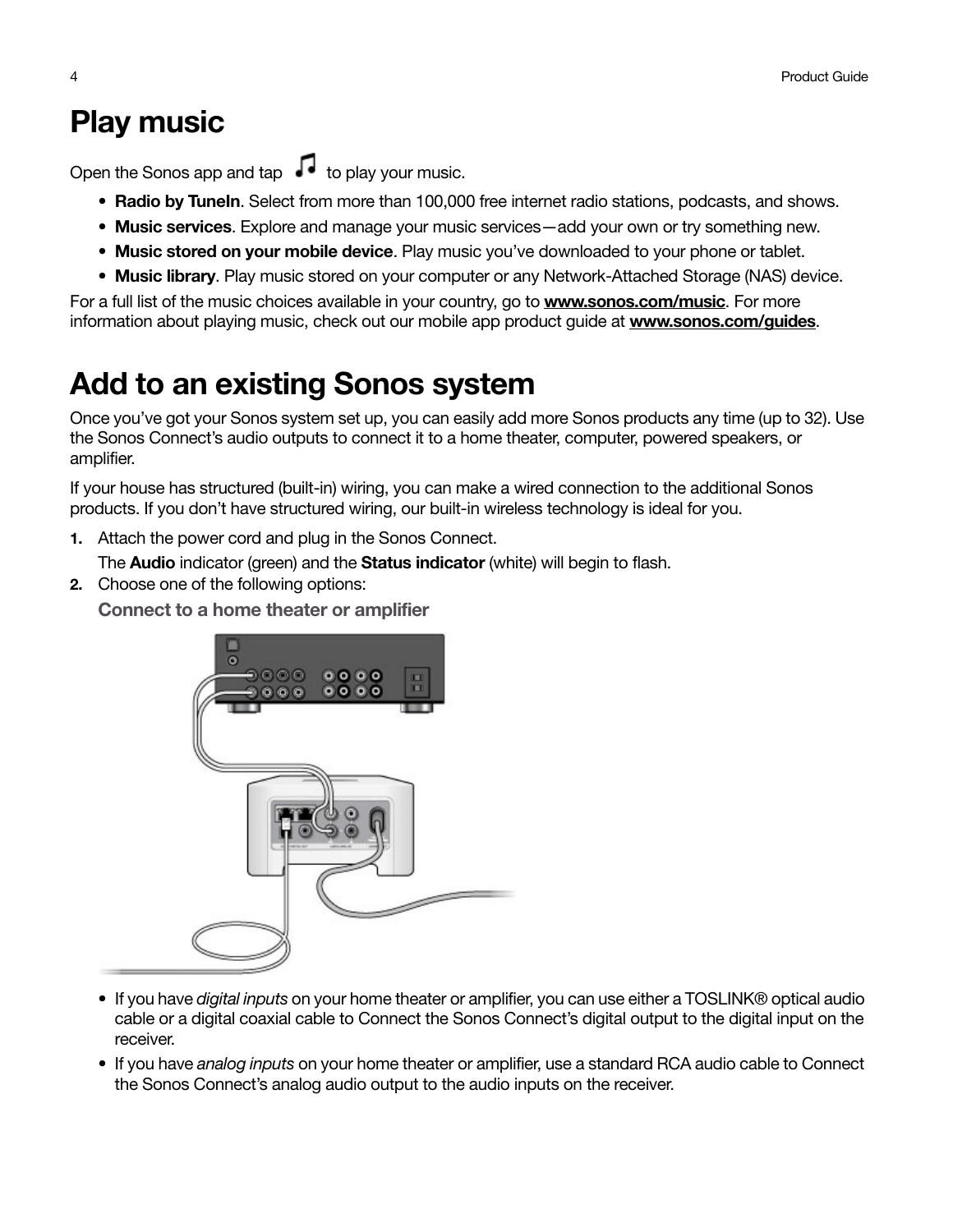# Play music

Open the Sonos app and tap ♫ to play your music.

- **Radio by TuneIn**. Select from more than 100,000 free internet radio stations, podcasts, and shows.
- **Music services**. Explore and manage your music services—add your own or try something new.
- **Music stored on your mobile device**. Play music you've downloaded to your phone or tablet.
- **Music library**. Play music stored on your computer or any Network-Attached Storage (NAS) device.

For a full list of the music choices available in your country, go to **www.sonos.com/music**. For more information about playing music, check out our mobile app product guide at **www.sonos.com/guides**.

# Add to an existing Sonos system

Once you've got your Sonos system set up, you can easily add more Sonos products any time (up to 32). Use the Sonos Connect's audio outputs to connect it to a home theater, computer, powered speakers, or amplifier.

If your house has structured (built-in) wiring, you can make a wired connection to the additional Sonos products. If you don't have structured wiring, our built-in wireless technology is ideal for you.

1. Attach the power cord and plug in the Sonos Connect.

   The **Audio** indicator (green) and the **Status indicator** (white) will begin to flash.

2. Choose one of the following options:

   ### Connect to a home theater or amplifier

   - If you have *digital inputs* on your home theater or amplifier, you can use either a TOSLINK® optical audio cable or a digital coaxial cable to Connect the Sonos Connect's digital output to the digital input on the receiver.
   - If you have *analog inputs* on your home theater or amplifier, use a standard RCA audio cable to Connect the Sonos Connect's analog audio output to the audio inputs on the receiver.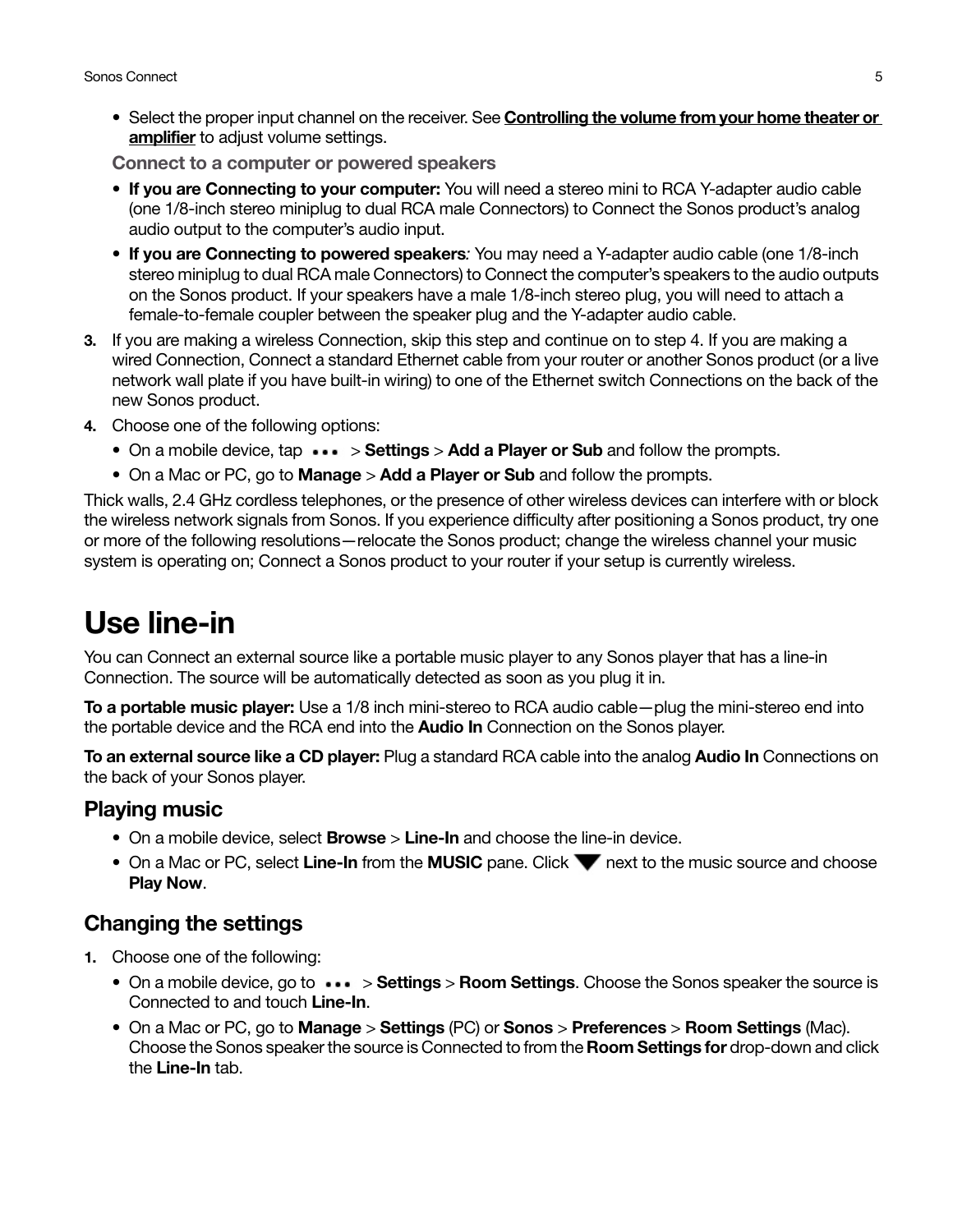- Select the proper input channel on the receiver. See **Controlling the volume from your home theater or amplifier** to adjust volume settings.

**Connect to a computer or powered speakers**

- **If you are Connecting to your computer:** You will need a stereo mini to RCA Y-adapter audio cable (one 1/8-inch stereo miniplug to dual RCA male Connectors) to Connect the Sonos product's analog audio output to the computer's audio input.
- **If you are Connecting to powered speakers***:* You may need a Y-adapter audio cable (one 1/8-inch stereo miniplug to dual RCA male Connectors) to Connect the computer's speakers to the audio outputs on the Sonos product. If your speakers have a male 1/8-inch stereo plug, you will need to attach a female-to-female coupler between the speaker plug and the Y-adapter audio cable.

3. If you are making a wireless Connection, skip this step and continue on to step 4. If you are making a wired Connection, Connect a standard Ethernet cable from your router or another Sonos product (or a live network wall plate if you have built-in wiring) to one of the Ethernet switch Connections on the back of the new Sonos product.
4. Choose one of the following options:
   - On a mobile device, tap ••• > **Settings** > **Add a Player or Sub** and follow the prompts.
   - On a Mac or PC, go to **Manage** > **Add a Player or Sub** and follow the prompts.

Thick walls, 2.4 GHz cordless telephones, or the presence of other wireless devices can interfere with or block the wireless network signals from Sonos. If you experience difficulty after positioning a Sonos product, try one or more of the following resolutions—relocate the Sonos product; change the wireless channel your music system is operating on; Connect a Sonos product to your router if your setup is currently wireless.

# Use line-in

You can Connect an external source like a portable music player to any Sonos player that has a line-in Connection. The source will be automatically detected as soon as you plug it in.

**To a portable music player:** Use a 1/8 inch mini-stereo to RCA audio cable—plug the mini-stereo end into the portable device and the RCA end into the **Audio In** Connection on the Sonos player.

**To an external source like a CD player:** Plug a standard RCA cable into the analog **Audio In** Connections on the back of your Sonos player.

## Playing music

- On a mobile device, select **Browse** > **Line-In** and choose the line-in device.
- On a Mac or PC, select **Line-In** from the **MUSIC** pane. Click ▼ next to the music source and choose **Play Now**.

## Changing the settings

1. Choose one of the following:
   - On a mobile device, go to ••• > **Settings** > **Room Settings**. Choose the Sonos speaker the source is Connected to and touch **Line-In**.
   - On a Mac or PC, go to **Manage** > **Settings** (PC) or **Sonos** > **Preferences** > **Room Settings** (Mac). Choose the Sonos speaker the source is Connected to from the **Room Settings for** drop-down and click the **Line-In** tab.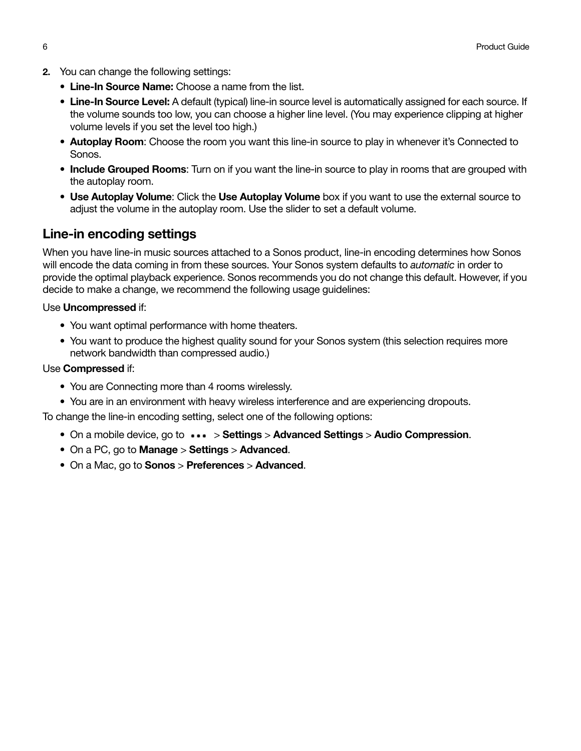2. You can change the following settings:
   - **Line-In Source Name:** Choose a name from the list.
   - **Line-In Source Level:** A default (typical) line-in source level is automatically assigned for each source. If the volume sounds too low, you can choose a higher line level. (You may experience clipping at higher volume levels if you set the level too high.)
   - **Autoplay Room**: Choose the room you want this line-in source to play in whenever it's Connected to Sonos.
   - **Include Grouped Rooms**: Turn on if you want the line-in source to play in rooms that are grouped with the autoplay room.
   - **Use Autoplay Volume**: Click the **Use Autoplay Volume** box if you want to use the external source to adjust the volume in the autoplay room. Use the slider to set a default volume.

## Line-in encoding settings

When you have line-in music sources attached to a Sonos product, line-in encoding determines how Sonos will encode the data coming in from these sources. Your Sonos system defaults to *automatic* in order to provide the optimal playback experience. Sonos recommends you do not change this default. However, if you decide to make a change, we recommend the following usage guidelines:

Use **Uncompressed** if:

- You want optimal performance with home theaters.
- You want to produce the highest quality sound for your Sonos system (this selection requires more network bandwidth than compressed audio.)

Use **Compressed** if:

- You are Connecting more than 4 rooms wirelessly.
- You are in an environment with heavy wireless interference and are experiencing dropouts.

To change the line-in encoding setting, select one of the following options:

- On a mobile device, go to ••• > **Settings** > **Advanced Settings** > **Audio Compression**.
- On a PC, go to **Manage** > **Settings** > **Advanced**.
- On a Mac, go to **Sonos** > **Preferences** > **Advanced**.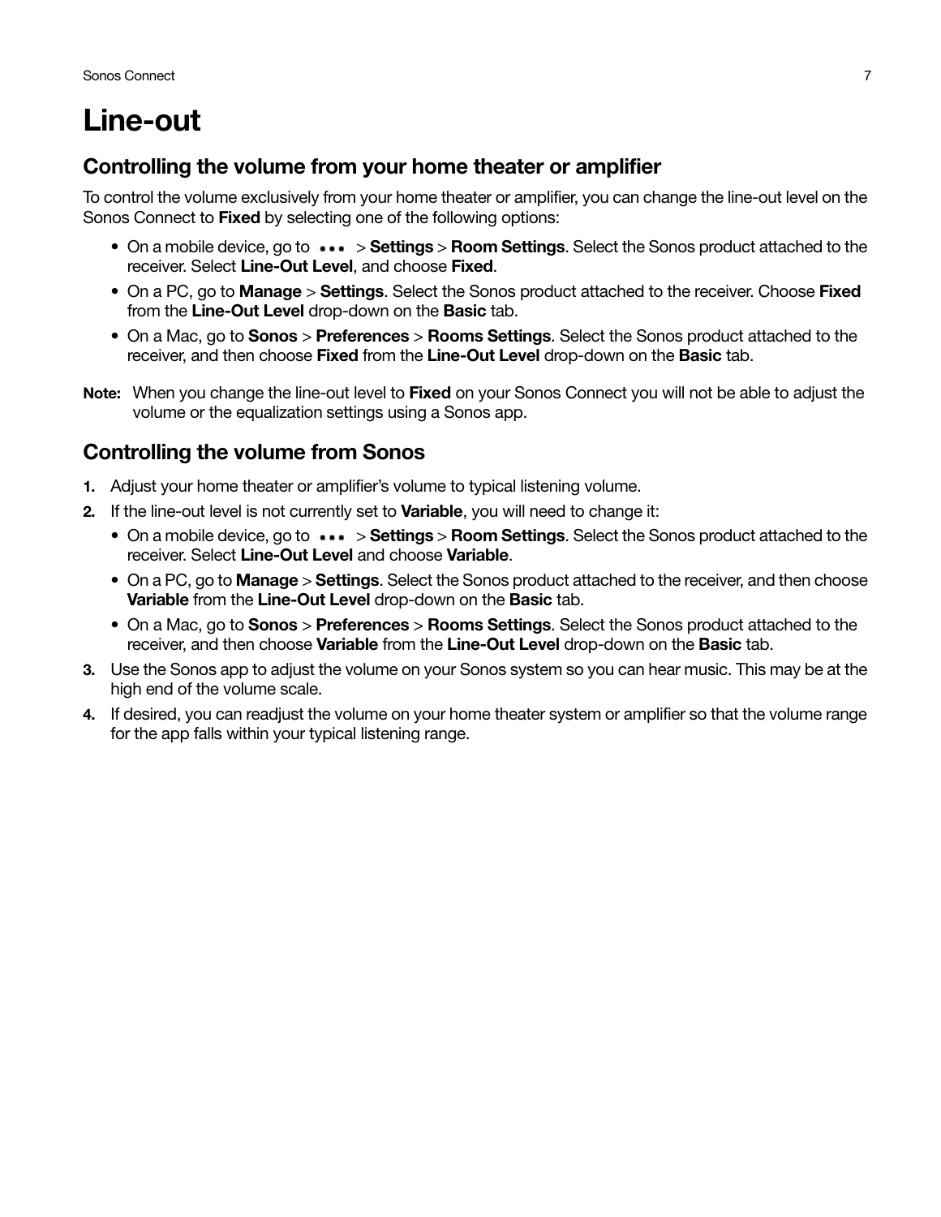# Line-out

## Controlling the volume from your home theater or amplifier

To control the volume exclusively from your home theater or amplifier, you can change the line-out level on the Sonos Connect to **Fixed** by selecting one of the following options:

- On a mobile device, go to ••• > **Settings** > **Room Settings**. Select the Sonos product attached to the receiver. Select **Line-Out Level**, and choose **Fixed**.
- On a PC, go to **Manage** > **Settings**. Select the Sonos product attached to the receiver. Choose **Fixed** from the **Line-Out Level** drop-down on the **Basic** tab.
- On a Mac, go to **Sonos** > **Preferences** > **Rooms Settings**. Select the Sonos product attached to the receiver, and then choose **Fixed** from the **Line-Out Level** drop-down on the **Basic** tab.

**Note:** When you change the line-out level to **Fixed** on your Sonos Connect you will not be able to adjust the volume or the equalization settings using a Sonos app.

## Controlling the volume from Sonos

1. Adjust your home theater or amplifier's volume to typical listening volume.
2. If the line-out level is not currently set to **Variable**, you will need to change it:
   - On a mobile device, go to ••• > **Settings** > **Room Settings**. Select the Sonos product attached to the receiver. Select **Line-Out Level** and choose **Variable**.
   - On a PC, go to **Manage** > **Settings**. Select the Sonos product attached to the receiver, and then choose **Variable** from the **Line-Out Level** drop-down on the **Basic** tab.
   - On a Mac, go to **Sonos** > **Preferences** > **Rooms Settings**. Select the Sonos product attached to the receiver, and then choose **Variable** from the **Line-Out Level** drop-down on the **Basic** tab.
3. Use the Sonos app to adjust the volume on your Sonos system so you can hear music. This may be at the high end of the volume scale.
4. If desired, you can readjust the volume on your home theater system or amplifier so that the volume range for the app falls within your typical listening range.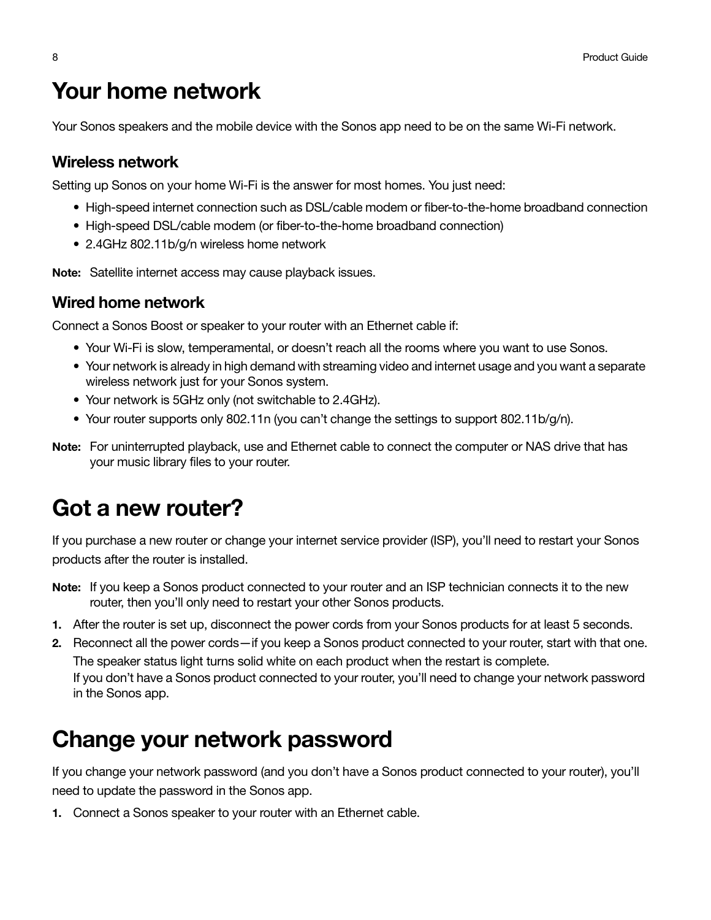# Your home network

Your Sonos speakers and the mobile device with the Sonos app need to be on the same Wi-Fi network.

## Wireless network

Setting up Sonos on your home Wi-Fi is the answer for most homes. You just need:

- High-speed internet connection such as DSL/cable modem or fiber-to-the-home broadband connection
- High-speed DSL/cable modem (or fiber-to-the-home broadband connection)
- 2.4GHz 802.11b/g/n wireless home network

**Note:** Satellite internet access may cause playback issues.

## Wired home network

Connect a Sonos Boost or speaker to your router with an Ethernet cable if:

- Your Wi-Fi is slow, temperamental, or doesn't reach all the rooms where you want to use Sonos.
- Your network is already in high demand with streaming video and internet usage and you want a separate wireless network just for your Sonos system.
- Your network is 5GHz only (not switchable to 2.4GHz).
- Your router supports only 802.11n (you can't change the settings to support 802.11b/g/n).

**Note:** For uninterrupted playback, use and Ethernet cable to connect the computer or NAS drive that has your music library files to your router.

# Got a new router?

If you purchase a new router or change your internet service provider (ISP), you'll need to restart your Sonos products after the router is installed.

**Note:** If you keep a Sonos product connected to your router and an ISP technician connects it to the new router, then you'll only need to restart your other Sonos products.

1. After the router is set up, disconnect the power cords from your Sonos products for at least 5 seconds.
2. Reconnect all the power cords—if you keep a Sonos product connected to your router, start with that one.
   The speaker status light turns solid white on each product when the restart is complete.
   If you don't have a Sonos product connected to your router, you'll need to change your network password in the Sonos app.

# Change your network password

If you change your network password (and you don't have a Sonos product connected to your router), you'll need to update the password in the Sonos app.

1. Connect a Sonos speaker to your router with an Ethernet cable.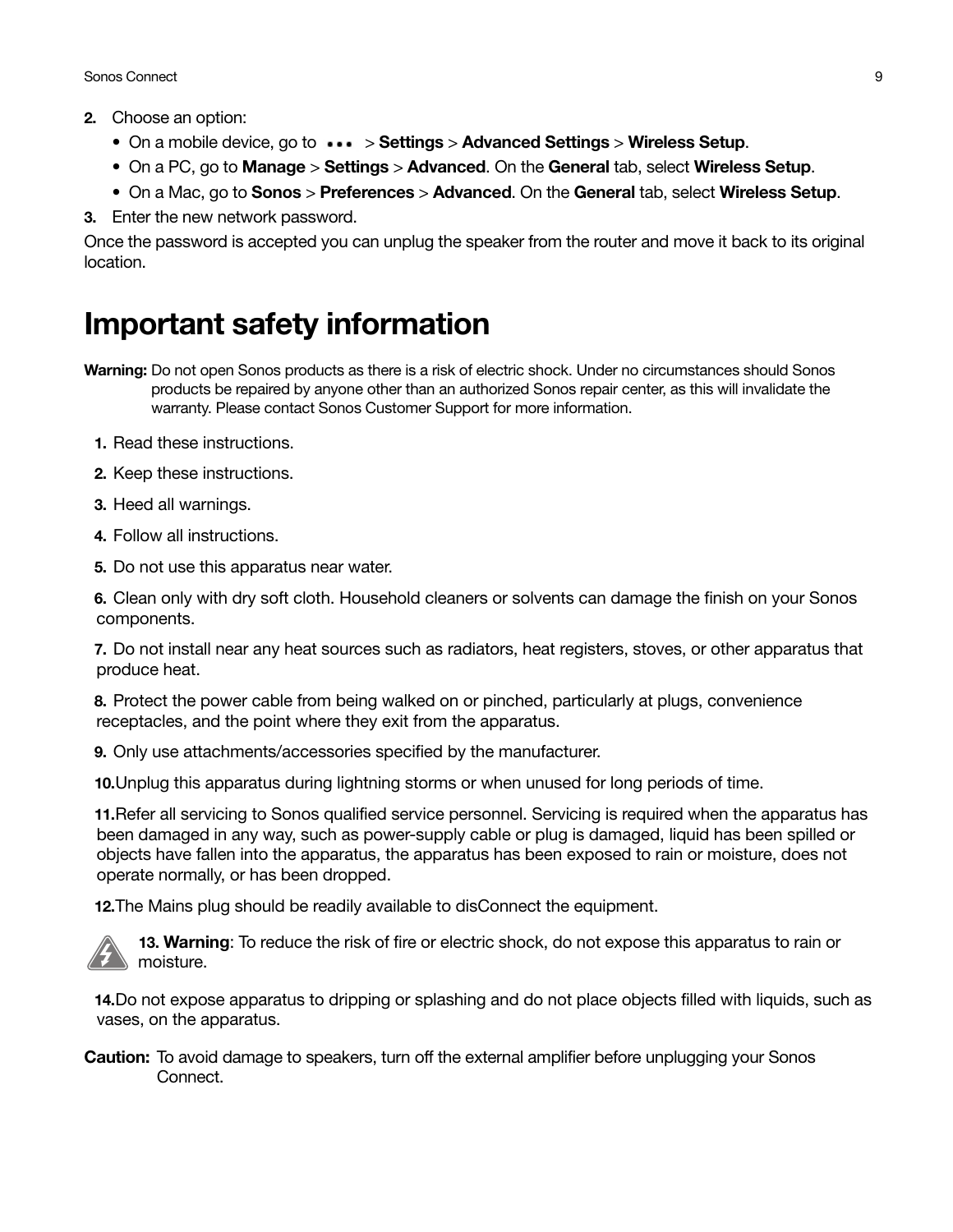2. Choose an option:
   - On a mobile device, go to ••• > **Settings** > **Advanced Settings** > **Wireless Setup**.
   - On a PC, go to **Manage** > **Settings** > **Advanced**. On the **General** tab, select **Wireless Setup**.
   - On a Mac, go to **Sonos** > **Preferences** > **Advanced**. On the **General** tab, select **Wireless Setup**.
3. Enter the new network password.

Once the password is accepted you can unplug the speaker from the router and move it back to its original location.

# Important safety information

**Warning:** Do not open Sonos products as there is a risk of electric shock. Under no circumstances should Sonos products be repaired by anyone other than an authorized Sonos repair center, as this will invalidate the warranty. Please contact Sonos Customer Support for more information.

1. Read these instructions.
2. Keep these instructions.
3. Heed all warnings.
4. Follow all instructions.
5. Do not use this apparatus near water.
6. Clean only with dry soft cloth. Household cleaners or solvents can damage the finish on your Sonos components.
7. Do not install near any heat sources such as radiators, heat registers, stoves, or other apparatus that produce heat.
8. Protect the power cable from being walked on or pinched, particularly at plugs, convenience receptacles, and the point where they exit from the apparatus.
9. Only use attachments/accessories specified by the manufacturer.
10. Unplug this apparatus during lightning storms or when unused for long periods of time.
11. Refer all servicing to Sonos qualified service personnel. Servicing is required when the apparatus has been damaged in any way, such as power-supply cable or plug is damaged, liquid has been spilled or objects have fallen into the apparatus, the apparatus has been exposed to rain or moisture, does not operate normally, or has been dropped.
12. The Mains plug should be readily available to disConnect the equipment.
13. **Warning**: To reduce the risk of fire or electric shock, do not expose this apparatus to rain or moisture.
14. Do not expose apparatus to dripping or splashing and do not place objects filled with liquids, such as vases, on the apparatus.

**Caution:** To avoid damage to speakers, turn off the external amplifier before unplugging your Sonos Connect.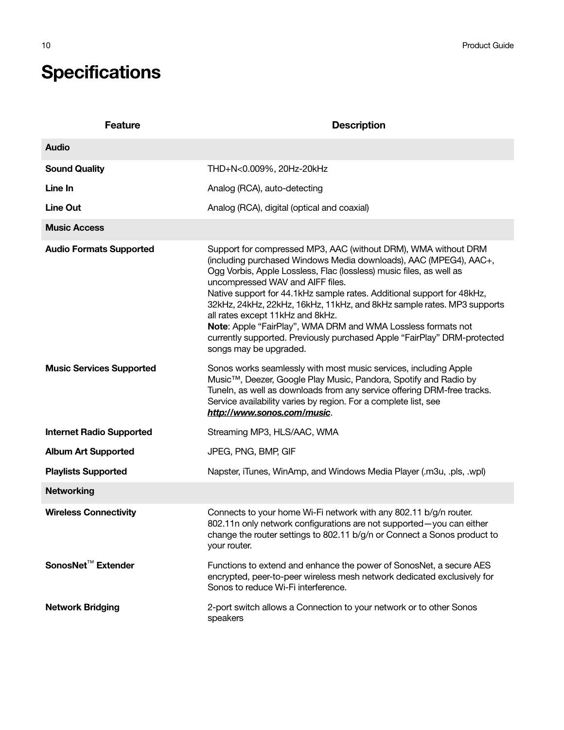# Specifications

| Feature | Description |
|---|---|
| **Audio** | |
| **Sound Quality** | THD+N<0.009%, 20Hz-20kHz |
| **Line In** | Analog (RCA), auto-detecting |
| **Line Out** | Analog (RCA), digital (optical and coaxial) |
| **Music Access** | |
| **Audio Formats Supported** | Support for compressed MP3, AAC (without DRM), WMA without DRM (including purchased Windows Media downloads), AAC (MPEG4), AAC+, Ogg Vorbis, Apple Lossless, Flac (lossless) music files, as well as uncompressed WAV and AIFF files.<br>Native support for 44.1kHz sample rates. Additional support for 48kHz, 32kHz, 24kHz, 22kHz, 16kHz, 11kHz, and 8kHz sample rates. MP3 supports all rates except 11kHz and 8kHz.<br>**Note**: Apple “FairPlay”, WMA DRM and WMA Lossless formats not currently supported. Previously purchased Apple “FairPlay” DRM-protected songs may be upgraded. |
| **Music Services Supported** | Sonos works seamlessly with most music services, including Apple Music™, Deezer, Google Play Music, Pandora, Spotify and Radio by TuneIn, as well as downloads from any service offering DRM-free tracks. Service availability varies by region. For a complete list, see ***http://www.sonos.com/music***. |
| **Internet Radio Supported** | Streaming MP3, HLS/AAC, WMA |
| **Album Art Supported** | JPEG, PNG, BMP, GIF |
| **Playlists Supported** | Napster, iTunes, WinAmp, and Windows Media Player (.m3u, .pls, .wpl) |
| **Networking** | |
| **Wireless Connectivity** | Connects to your home Wi-Fi network with any 802.11 b/g/n router. 802.11n only network configurations are not supported—you can either change the router settings to 802.11 b/g/n or Connect a Sonos product to your router. |
| **SonosNet™ Extender** | Functions to extend and enhance the power of SonosNet, a secure AES encrypted, peer-to-peer wireless mesh network dedicated exclusively for Sonos to reduce Wi-Fi interference. |
| **Network Bridging** | 2-port switch allows a Connection to your network or to other Sonos speakers |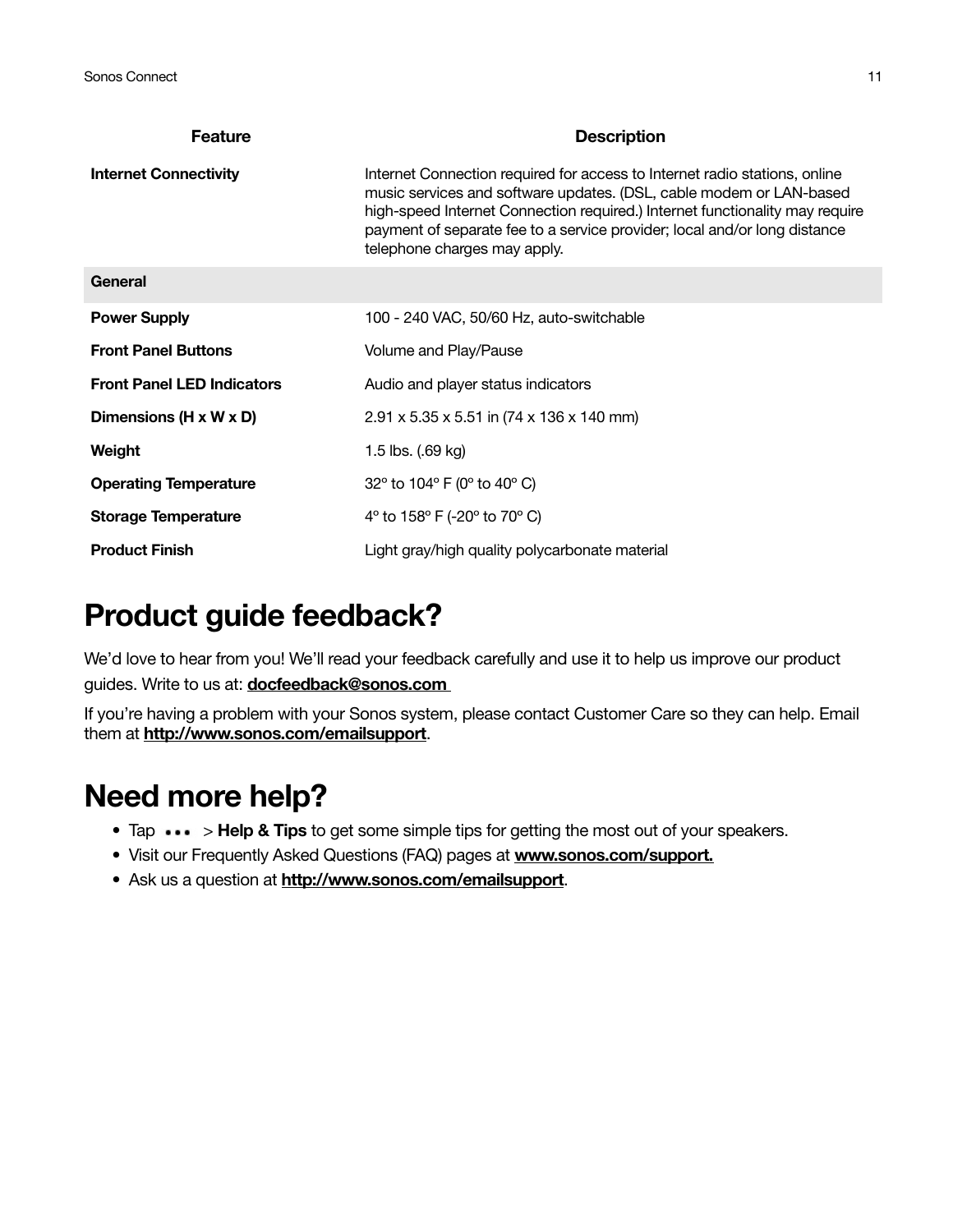| Feature | Description |
|---|---|
| **Internet Connectivity** | Internet Connection required for access to Internet radio stations, online music services and software updates. (DSL, cable modem or LAN-based high-speed Internet Connection required.) Internet functionality may require payment of separate fee to a service provider; local and/or long distance telephone charges may apply. |
| **General** | |
| **Power Supply** | 100 - 240 VAC, 50/60 Hz, auto-switchable |
| **Front Panel Buttons** | Volume and Play/Pause |
| **Front Panel LED Indicators** | Audio and player status indicators |
| **Dimensions (H x W x D)** | 2.91 x 5.35 x 5.51 in (74 x 136 x 140 mm) |
| **Weight** | 1.5 lbs. (.69 kg) |
| **Operating Temperature** | 32° to 104° F (0° to 40° C) |
| **Storage Temperature** | 4° to 158° F (-20° to 70° C) |
| **Product Finish** | Light gray/high quality polycarbonate material |

# Product guide feedback?

We'd love to hear from you! We'll read your feedback carefully and use it to help us improve our product guides. Write to us at: **docfeedback@sonos.com**

If you're having a problem with your Sonos system, please contact Customer Care so they can help. Email them at **http://www.sonos.com/emailsupport**.

# Need more help?

- Tap ••• > **Help & Tips** to get some simple tips for getting the most out of your speakers.
- Visit our Frequently Asked Questions (FAQ) pages at **www.sonos.com/support.**
- Ask us a question at **http://www.sonos.com/emailsupport**.